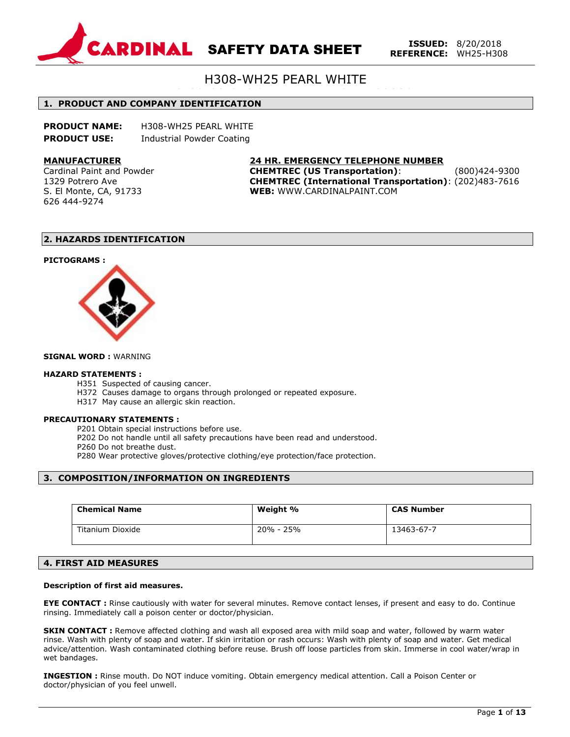# CARDINAL SAFETY DATA SHEET

**ISSUED:** 8/20/2018
**REFERENCE:** WH25-H308

# H308-WH25 PEARL WHITE

## 1. PRODUCT AND COMPANY IDENTIFICATION

**PRODUCT NAME:** H308-WH25 PEARL WHITE
**PRODUCT USE:** Industrial Powder Coating

**MANUFACTURER**
Cardinal Paint and Powder
1329 Potrero Ave
S. El Monte, CA, 91733
626 444-9274

**24 HR. EMERGENCY TELEPHONE NUMBER**
**CHEMTREC (US Transportation)**: (800)424-9300
**CHEMTREC (International Transportation)**: (202)483-7616
**WEB:** WWW.CARDINALPAINT.COM

## 2. HAZARDS IDENTIFICATION

**PICTOGRAMS :**

**SIGNAL WORD :** WARNING

**HAZARD STATEMENTS :**

- H351 Suspected of causing cancer.
- H372 Causes damage to organs through prolonged or repeated exposure.
- H317 May cause an allergic skin reaction.

**PRECAUTIONARY STATEMENTS :**

- P201 Obtain special instructions before use.
- P202 Do not handle until all safety precautions have been read and understood.
- P260 Do not breathe dust.
- P280 Wear protective gloves/protective clothing/eye protection/face protection.

## 3. COMPOSITION/INFORMATION ON INGREDIENTS

| Chemical Name | Weight % | CAS Number |
|---|---|---|
| Titanium Dioxide | 20% - 25% | 13463-67-7 |

## 4. FIRST AID MEASURES

**Description of first aid measures.**

**EYE CONTACT :** Rinse cautiously with water for several minutes. Remove contact lenses, if present and easy to do. Continue rinsing. Immediately call a poison center or doctor/physician.

**SKIN CONTACT :** Remove affected clothing and wash all exposed area with mild soap and water, followed by warm water rinse. Wash with plenty of soap and water. If skin irritation or rash occurs: Wash with plenty of soap and water. Get medical advice/attention. Wash contaminated clothing before reuse. Brush off loose particles from skin. Immerse in cool water/wrap in wet bandages.

**INGESTION :** Rinse mouth. Do NOT induce vomiting. Obtain emergency medical attention. Call a Poison Center or doctor/physician of you feel unwell.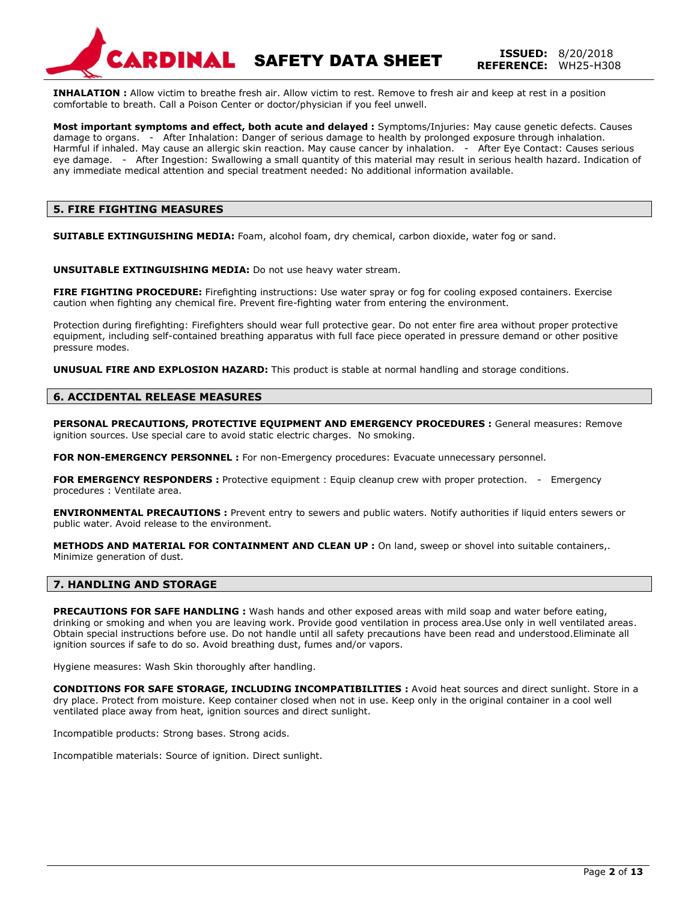**INHALATION :** Allow victim to breathe fresh air. Allow victim to rest. Remove to fresh air and keep at rest in a position comfortable to breath. Call a Poison Center or doctor/physician if you feel unwell.

**Most important symptoms and effect, both acute and delayed :** Symptoms/Injuries: May cause genetic defects. Causes damage to organs. - After Inhalation: Danger of serious damage to health by prolonged exposure through inhalation. Harmful if inhaled. May cause an allergic skin reaction. May cause cancer by inhalation. - After Eye Contact: Causes serious eye damage. - After Ingestion: Swallowing a small quantity of this material may result in serious health hazard. Indication of any immediate medical attention and special treatment needed: No additional information available.

## 5. FIRE FIGHTING MEASURES

**SUITABLE EXTINGUISHING MEDIA:** Foam, alcohol foam, dry chemical, carbon dioxide, water fog or sand.

**UNSUITABLE EXTINGUISHING MEDIA:** Do not use heavy water stream.

**FIRE FIGHTING PROCEDURE:** Firefighting instructions: Use water spray or fog for cooling exposed containers. Exercise caution when fighting any chemical fire. Prevent fire-fighting water from entering the environment.

Protection during firefighting: Firefighters should wear full protective gear. Do not enter fire area without proper protective equipment, including self-contained breathing apparatus with full face piece operated in pressure demand or other positive pressure modes.

**UNUSUAL FIRE AND EXPLOSION HAZARD:** This product is stable at normal handling and storage conditions.

## 6. ACCIDENTAL RELEASE MEASURES

**PERSONAL PRECAUTIONS, PROTECTIVE EQUIPMENT AND EMERGENCY PROCEDURES :** General measures: Remove ignition sources. Use special care to avoid static electric charges. No smoking.

**FOR NON-EMERGENCY PERSONNEL :** For non-Emergency procedures: Evacuate unnecessary personnel.

**FOR EMERGENCY RESPONDERS :** Protective equipment : Equip cleanup crew with proper protection. - Emergency procedures : Ventilate area.

**ENVIRONMENTAL PRECAUTIONS :** Prevent entry to sewers and public waters. Notify authorities if liquid enters sewers or public water. Avoid release to the environment.

**METHODS AND MATERIAL FOR CONTAINMENT AND CLEAN UP :** On land, sweep or shovel into suitable containers,. Minimize generation of dust.

## 7. HANDLING AND STORAGE

**PRECAUTIONS FOR SAFE HANDLING :** Wash hands and other exposed areas with mild soap and water before eating, drinking or smoking and when you are leaving work. Provide good ventilation in process area.Use only in well ventilated areas. Obtain special instructions before use. Do not handle until all safety precautions have been read and understood.Eliminate all ignition sources if safe to do so. Avoid breathing dust, fumes and/or vapors.

Hygiene measures: Wash Skin thoroughly after handling.

**CONDITIONS FOR SAFE STORAGE, INCLUDING INCOMPATIBILITIES :** Avoid heat sources and direct sunlight. Store in a dry place. Protect from moisture. Keep container closed when not in use. Keep only in the original container in a cool well ventilated place away from heat, ignition sources and direct sunlight.

Incompatible products: Strong bases. Strong acids.

Incompatible materials: Source of ignition. Direct sunlight.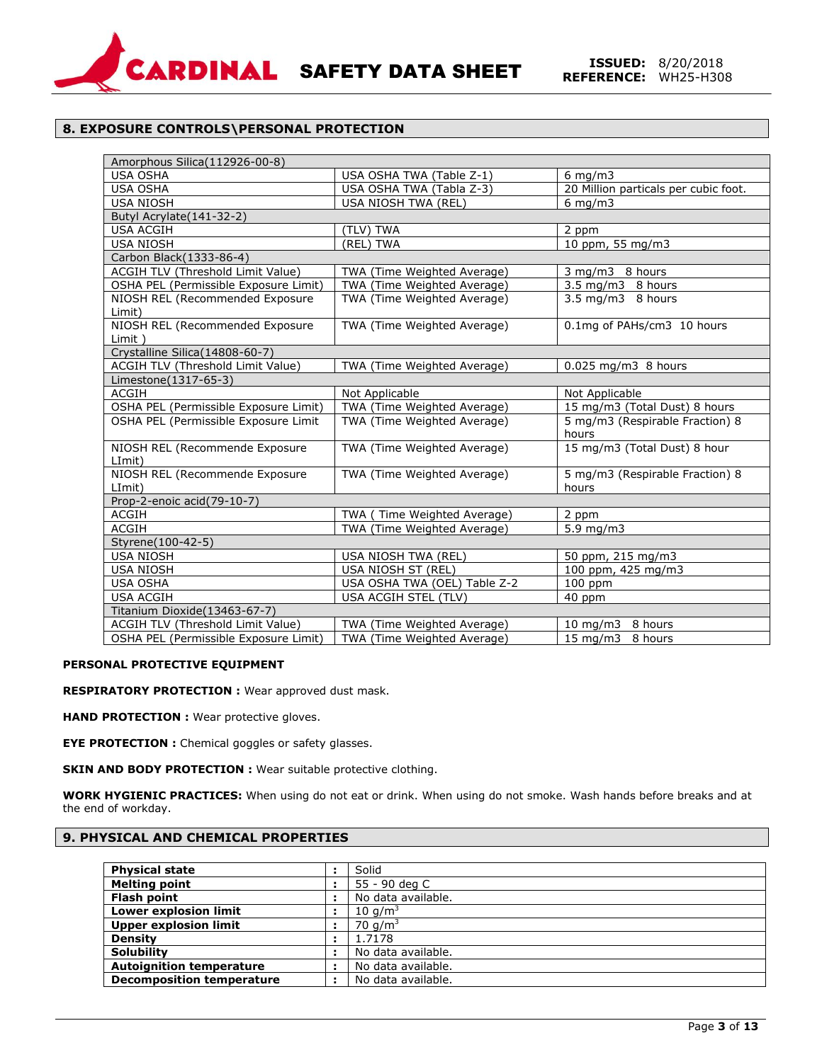## 8. EXPOSURE CONTROLS\PERSONAL PROTECTION

| | | |
|---|---|---|
| Amorphous Silica(112926-00-8) | | |
| USA OSHA | USA OSHA TWA (Table Z-1) | 6 mg/m3 |
| USA OSHA | USA OSHA TWA (Tabla Z-3) | 20 Million particals per cubic foot. |
| USA NIOSH | USA NIOSH TWA (REL) | 6 mg/m3 |
| Butyl Acrylate(141-32-2) | | |
| USA ACGIH | (TLV) TWA | 2 ppm |
| USA NIOSH | (REL) TWA | 10 ppm, 55 mg/m3 |
| Carbon Black(1333-86-4) | | |
| ACGIH TLV (Threshold Limit Value) | TWA (Time Weighted Average) | 3 mg/m3 8 hours |
| OSHA PEL (Permissible Exposure Limit) | TWA (Time Weighted Average) | 3.5 mg/m3 8 hours |
| NIOSH REL (Recommended Exposure Limit) | TWA (Time Weighted Average) | 3.5 mg/m3 8 hours |
| NIOSH REL (Recommended Exposure Limit ) | TWA (Time Weighted Average) | 0.1mg of PAHs/cm3 10 hours |
| Crystalline Silica(14808-60-7) | | |
| ACGIH TLV (Threshold Limit Value) | TWA (Time Weighted Average) | 0.025 mg/m3 8 hours |
| Limestone(1317-65-3) | | |
| ACGIH | Not Applicable | Not Applicable |
| OSHA PEL (Permissible Exposure Limit) | TWA (Time Weighted Average) | 15 mg/m3 (Total Dust) 8 hours |
| OSHA PEL (Permissible Exposure Limit | TWA (Time Weighted Average) | 5 mg/m3 (Respirable Fraction) 8 hours |
| NIOSH REL (Recommende Exposure LImit) | TWA (Time Weighted Average) | 15 mg/m3 (Total Dust) 8 hour |
| NIOSH REL (Recommende Exposure LImit) | TWA (Time Weighted Average) | 5 mg/m3 (Respirable Fraction) 8 hours |
| Prop-2-enoic acid(79-10-7) | | |
| ACGIH | TWA ( Time Weighted Average) | 2 ppm |
| ACGIH | TWA (Time Weighted Average) | 5.9 mg/m3 |
| Styrene(100-42-5) | | |
| USA NIOSH | USA NIOSH TWA (REL) | 50 ppm, 215 mg/m3 |
| USA NIOSH | USA NIOSH ST (REL) | 100 ppm, 425 mg/m3 |
| USA OSHA | USA OSHA TWA (OEL) Table Z-2 | 100 ppm |
| USA ACGIH | USA ACGIH STEL (TLV) | 40 ppm |
| Titanium Dioxide(13463-67-7) | | |
| ACGIH TLV (Threshold Limit Value) | TWA (Time Weighted Average) | 10 mg/m3 8 hours |
| OSHA PEL (Permissible Exposure Limit) | TWA (Time Weighted Average) | 15 mg/m3 8 hours |

**PERSONAL PROTECTIVE EQUIPMENT**

**RESPIRATORY PROTECTION :** Wear approved dust mask.

**HAND PROTECTION :** Wear protective gloves.

**EYE PROTECTION :** Chemical goggles or safety glasses.

**SKIN AND BODY PROTECTION :** Wear suitable protective clothing.

**WORK HYGIENIC PRACTICES:** When using do not eat or drink. When using do not smoke. Wash hands before breaks and at the end of workday.

## 9. PHYSICAL AND CHEMICAL PROPERTIES

| | | |
|---|---|---|
| **Physical state** | : | Solid |
| **Melting point** | : | 55 - 90 deg C |
| **Flash point** | : | No data available. |
| **Lower explosion limit** | : | 10 $g/m^3$ |
| **Upper explosion limit** | : | 70 $g/m^3$ |
| **Density** | : | 1.7178 |
| **Solubility** | : | No data available. |
| **Autoignition temperature** | : | No data available. |
| **Decomposition temperature** | : | No data available. |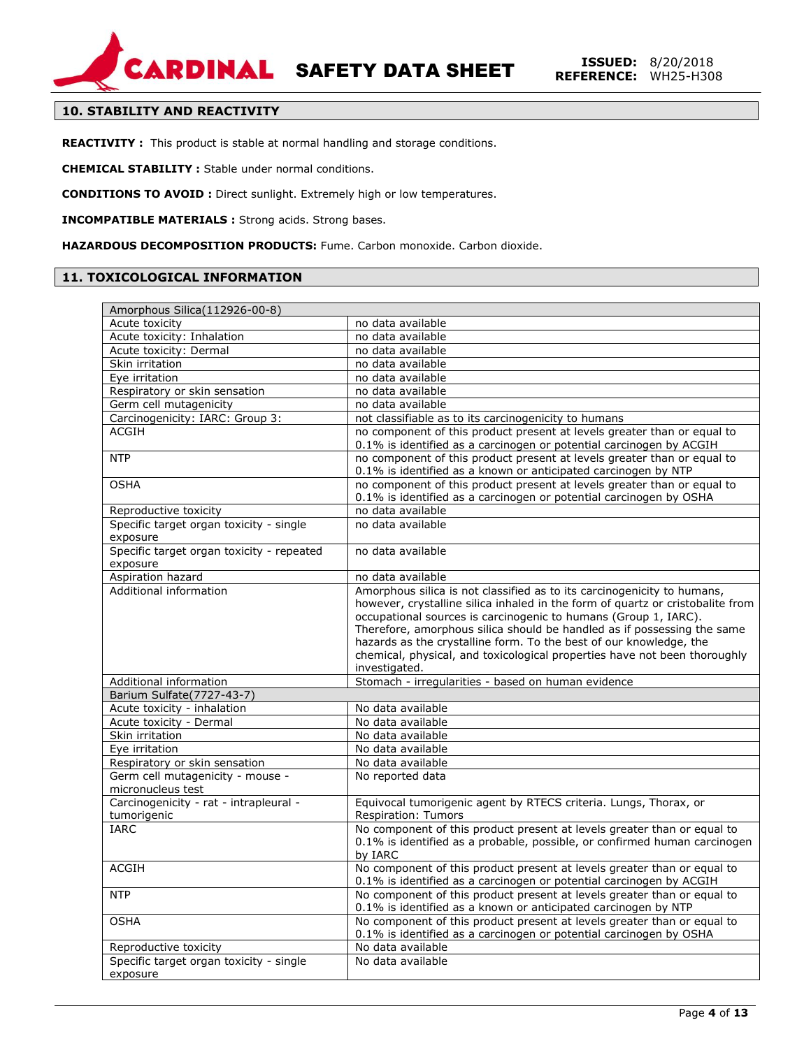## 10. STABILITY AND REACTIVITY

**REACTIVITY :** This product is stable at normal handling and storage conditions.

**CHEMICAL STABILITY :** Stable under normal conditions.

**CONDITIONS TO AVOID :** Direct sunlight. Extremely high or low temperatures.

**INCOMPATIBLE MATERIALS :** Strong acids. Strong bases.

**HAZARDOUS DECOMPOSITION PRODUCTS:** Fume. Carbon monoxide. Carbon dioxide.

## 11. TOXICOLOGICAL INFORMATION

| Amorphous Silica(112926-00-8) | |
|---|---|
| Acute toxicity | no data available |
| Acute toxicity: Inhalation | no data available |
| Acute toxicity: Dermal | no data available |
| Skin irritation | no data available |
| Eye irritation | no data available |
| Respiratory or skin sensation | no data available |
| Germ cell mutagenicity | no data available |
| Carcinogenicity: IARC: Group 3: | not classifiable as to its carcinogenicity to humans |
| ACGIH | no component of this product present at levels greater than or equal to 0.1% is identified as a carcinogen or potential carcinogen by ACGIH |
| NTP | no component of this product present at levels greater than or equal to 0.1% is identified as a known or anticipated carcinogen by NTP |
| OSHA | no component of this product present at levels greater than or equal to 0.1% is identified as a carcinogen or potential carcinogen by OSHA |
| Reproductive toxicity | no data available |
| Specific target organ toxicity - single exposure | no data available |
| Specific target organ toxicity - repeated exposure | no data available |
| Aspiration hazard | no data available |
| Additional information | Amorphous silica is not classified as to its carcinogenicity to humans, however, crystalline silica inhaled in the form of quartz or cristobalite from occupational sources is carcinogenic to humans (Group 1, IARC). Therefore, amorphous silica should be handled as if possessing the same hazards as the crystalline form. To the best of our knowledge, the chemical, physical, and toxicological properties have not been thoroughly investigated. |
| Additional information | Stomach - irregularities - based on human evidence |
| **Barium Sulfate(7727-43-7)** | |
| Acute toxicity - inhalation | No data available |
| Acute toxicity - Dermal | No data available |
| Skin irritation | No data available |
| Eye irritation | No data available |
| Respiratory or skin sensation | No data available |
| Germ cell mutagenicity - mouse - micronucleus test | No reported data |
| Carcinogenicity - rat - intrapleural - tumorigenic | Equivocal tumorigenic agent by RTECS criteria. Lungs, Thorax, or Respiration: Tumors |
| IARC | No component of this product present at levels greater than or equal to 0.1% is identified as a probable, possible, or confirmed human carcinogen by IARC |
| ACGIH | No component of this product present at levels greater than or equal to 0.1% is identified as a carcinogen or potential carcinogen by ACGIH |
| NTP | No component of this product present at levels greater than or equal to 0.1% is identified as a known or anticipated carcinogen by NTP |
| OSHA | No component of this product present at levels greater than or equal to 0.1% is identified as a carcinogen or potential carcinogen by OSHA |
| Reproductive toxicity | No data available |
| Specific target organ toxicity - single exposure | No data available |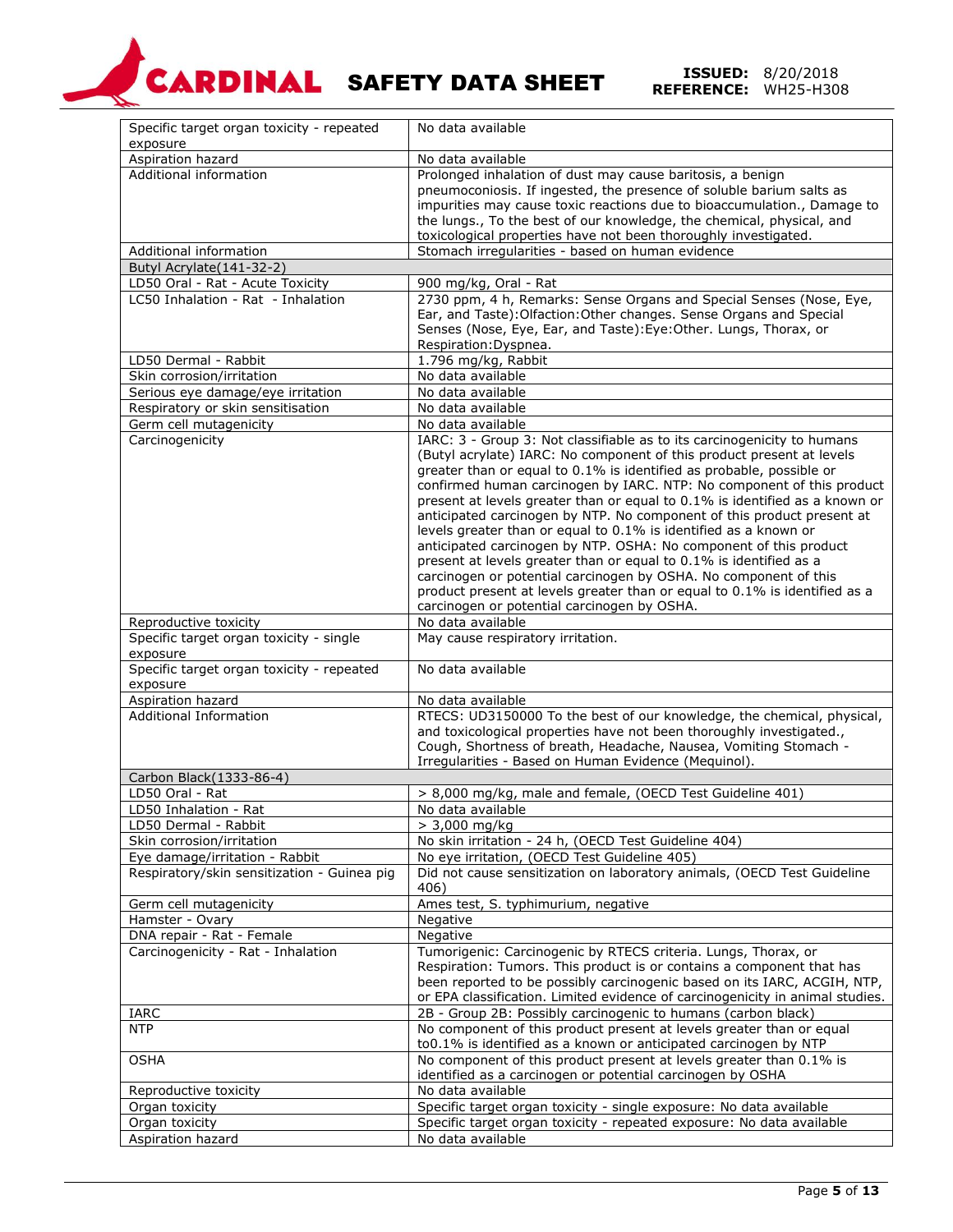| | |
|---|---|
| Specific target organ toxicity - repeated exposure | No data available |
| Aspiration hazard | No data available |
| Additional information | Prolonged inhalation of dust may cause baritosis, a benign pneumoconiosis. If ingested, the presence of soluble barium salts as impurities may cause toxic reactions due to bioaccumulation., Damage to the lungs., To the best of our knowledge, the chemical, physical, and toxicological properties have not been thoroughly investigated. |
| Additional information | Stomach irregularities - based on human evidence |
| **Butyl Acrylate(141-32-2)** | |
| LD50 Oral - Rat - Acute Toxicity | 900 mg/kg, Oral - Rat |
| LC50 Inhalation - Rat - Inhalation | 2730 ppm, 4 h, Remarks: Sense Organs and Special Senses (Nose, Eye, Ear, and Taste):Olfaction:Other changes. Sense Organs and Special Senses (Nose, Eye, Ear, and Taste):Eye:Other. Lungs, Thorax, or Respiration:Dyspnea. |
| LD50 Dermal - Rabbit | 1.796 mg/kg, Rabbit |
| Skin corrosion/irritation | No data available |
| Serious eye damage/eye irritation | No data available |
| Respiratory or skin sensitisation | No data available |
| Germ cell mutagenicity | No data available |
| Carcinogenicity | IARC: 3 - Group 3: Not classifiable as to its carcinogenicity to humans (Butyl acrylate) IARC: No component of this product present at levels greater than or equal to 0.1% is identified as probable, possible or confirmed human carcinogen by IARC. NTP: No component of this product present at levels greater than or equal to 0.1% is identified as a known or anticipated carcinogen by NTP. No component of this product present at levels greater than or equal to 0.1% is identified as a known or anticipated carcinogen by NTP. OSHA: No component of this product present at levels greater than or equal to 0.1% is identified as a carcinogen or potential carcinogen by OSHA. No component of this product present at levels greater than or equal to 0.1% is identified as a carcinogen or potential carcinogen by OSHA. |
| Reproductive toxicity | No data available |
| Specific target organ toxicity - single exposure | May cause respiratory irritation. |
| Specific target organ toxicity - repeated exposure | No data available |
| Aspiration hazard | No data available |
| Additional Information | RTECS: UD3150000 To the best of our knowledge, the chemical, physical, and toxicological properties have not been thoroughly investigated., Cough, Shortness of breath, Headache, Nausea, Vomiting Stomach - Irregularities - Based on Human Evidence (Mequinol). |
| **Carbon Black(1333-86-4)** | |
| LD50 Oral - Rat | > 8,000 mg/kg, male and female, (OECD Test Guideline 401) |
| LD50 Inhalation - Rat | No data available |
| LD50 Dermal - Rabbit | > 3,000 mg/kg |
| Skin corrosion/irritation | No skin irritation - 24 h, (OECD Test Guideline 404) |
| Eye damage/irritation - Rabbit | No eye irritation, (OECD Test Guideline 405) |
| Respiratory/skin sensitization - Guinea pig | Did not cause sensitization on laboratory animals, (OECD Test Guideline 406) |
| Germ cell mutagenicity | Ames test, S. typhimurium, negative |
| Hamster - Ovary | Negative |
| DNA repair - Rat - Female | Negative |
| Carcinogenicity - Rat - Inhalation | Tumorigenic: Carcinogenic by RTECS criteria. Lungs, Thorax, or Respiration: Tumors. This product is or contains a component that has been reported to be possibly carcinogenic based on its IARC, ACGIH, NTP, or EPA classification. Limited evidence of carcinogenicity in animal studies. |
| IARC | 2B - Group 2B: Possibly carcinogenic to humans (carbon black) |
| NTP | No component of this product present at levels greater than or equal to0.1% is identified as a known or anticipated carcinogen by NTP |
| OSHA | No component of this product present at levels greater than 0.1% is identified as a carcinogen or potential carcinogen by OSHA |
| Reproductive toxicity | No data available |
| Organ toxicity | Specific target organ toxicity - single exposure: No data available |
| Organ toxicity | Specific target organ toxicity - repeated exposure: No data available |
| Aspiration hazard | No data available |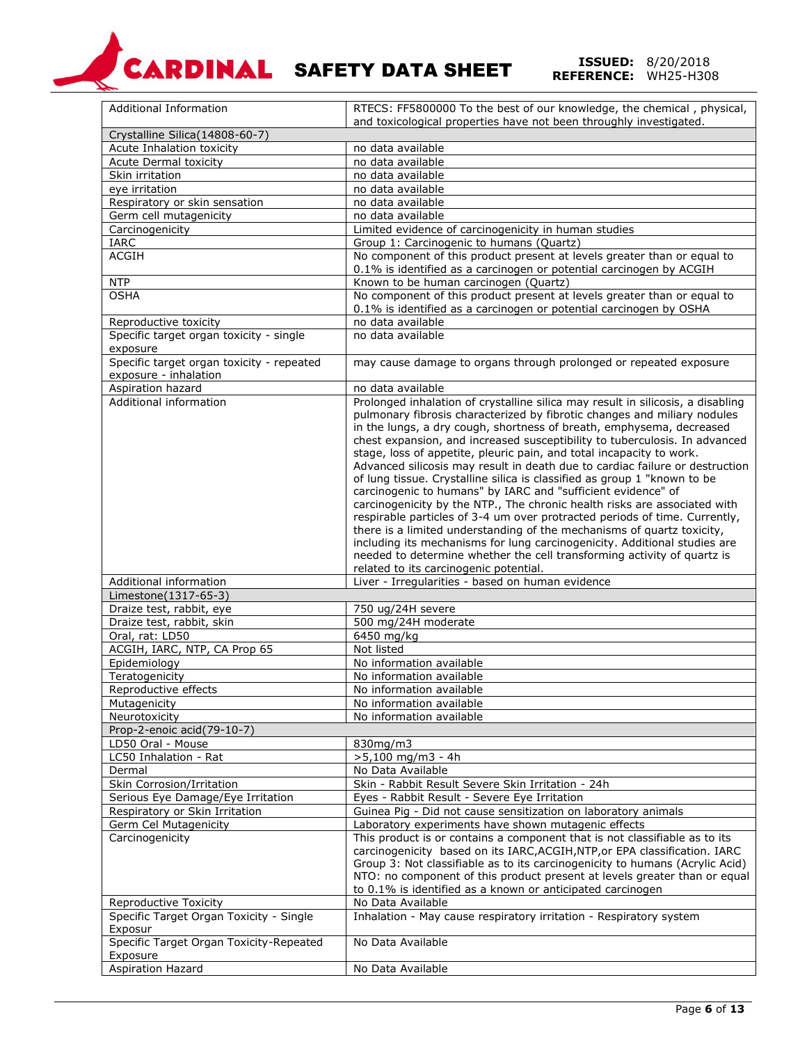| Additional Information | RTECS: FF5800000 To the best of our knowledge, the chemical , physical, and toxicological properties have not been throughly investigated. |
|---|---|
| **Crystalline Silica(14808-60-7)** | |
| Acute Inhalation toxicity | no data available |
| Acute Dermal toxicity | no data available |
| Skin irritation | no data available |
| eye irritation | no data available |
| Respiratory or skin sensation | no data available |
| Germ cell mutagenicity | no data available |
| Carcinogenicity | Limited evidence of carcinogenicity in human studies |
| IARC | Group 1: Carcinogenic to humans (Quartz) |
| ACGIH | No component of this product present at levels greater than or equal to 0.1% is identified as a carcinogen or potential carcinogen by ACGIH |
| NTP | Known to be human carcinogen (Quartz) |
| OSHA | No component of this product present at levels greater than or equal to 0.1% is identified as a carcinogen or potential carcinogen by OSHA |
| Reproductive toxicity | no data available |
| Specific target organ toxicity - single exposure | no data available |
| Specific target organ toxicity - repeated exposure - inhalation | may cause damage to organs through prolonged or repeated exposure |
| Aspiration hazard | no data available |
| Additional information | Prolonged inhalation of crystalline silica may result in silicosis, a disabling pulmonary fibrosis characterized by fibrotic changes and miliary nodules in the lungs, a dry cough, shortness of breath, emphysema, decreased chest expansion, and increased susceptibility to tuberculosis. In advanced stage, loss of appetite, pleuric pain, and total incapacity to work. Advanced silicosis may result in death due to cardiac failure or destruction of lung tissue. Crystalline silica is classified as group 1 "known to be carcinogenic to humans" by IARC and "sufficient evidence" of carcinogenicity by the NTP., The chronic health risks are associated with respirable particles of 3-4 um over protracted periods of time. Currently, there is a limited understanding of the mechanisms of quartz toxicity, including its mechanisms for lung carcinogenicity. Additional studies are needed to determine whether the cell transforming activity of quartz is related to its carcinogenic potential. |
| Additional information | Liver - Irregularities - based on human evidence |
| **Limestone(1317-65-3)** | |
| Draize test, rabbit, eye | 750 ug/24H severe |
| Draize test, rabbit, skin | 500 mg/24H moderate |
| Oral, rat: LD50 | 6450 mg/kg |
| ACGIH, IARC, NTP, CA Prop 65 | Not listed |
| Epidemiology | No information available |
| Teratogenicity | No information available |
| Reproductive effects | No information available |
| Mutagenicity | No information available |
| Neurotoxicity | No information available |
| **Prop-2-enoic acid(79-10-7)** | |
| LD50 Oral - Mouse | 830mg/m3 |
| LC50 Inhalation - Rat | >5,100 mg/m3 - 4h |
| Dermal | No Data Available |
| Skin Corrosion/Irritation | Skin - Rabbit Result Severe Skin Irritation - 24h |
| Serious Eye Damage/Eye Irritation | Eyes - Rabbit Result - Severe Eye Irritation |
| Respiratory or Skin Irritation | Guinea Pig - Did not cause sensitization on laboratory animals |
| Germ Cel Mutagenicity | Laboratory experiments have shown mutagenic effects |
| Carcinogenicity | This product is or contains a component that is not classifiable as to its carcinogenicity based on its IARC,ACGIH,NTP,or EPA classification. IARC Group 3: Not classifiable as to its carcinogenicity to humans (Acrylic Acid) NTO: no component of this product present at levels greater than or equal to 0.1% is identified as a known or anticipated carcinogen |
| Reproductive Toxicity | No Data Available |
| Specific Target Organ Toxicity - Single Exposur | Inhalation - May cause respiratory irritation - Respiratory system |
| Specific Target Organ Toxicity-Repeated Exposure | No Data Available |
| Aspiration Hazard | No Data Available |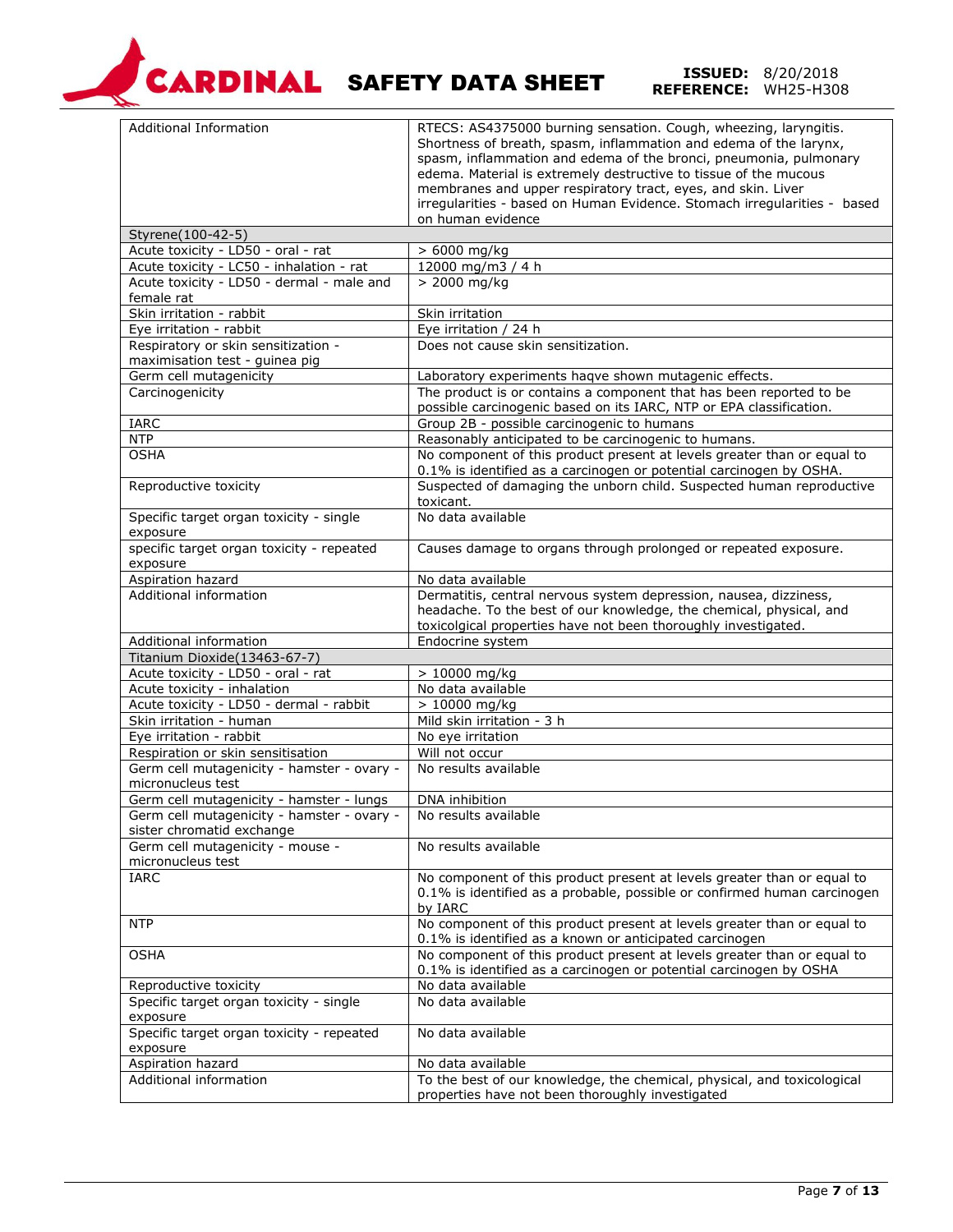| | |
|---|---|
| Additional Information | RTECS: AS4375000 burning sensation. Cough, wheezing, laryngitis. Shortness of breath, spasm, inflammation and edema of the larynx, spasm, inflammation and edema of the bronci, pneumonia, pulmonary edema. Material is extremely destructive to tissue of the mucous membranes and upper respiratory tract, eyes, and skin. Liver irregularities - based on Human Evidence. Stomach irregularities - based on human evidence |
| **Styrene(100-42-5)** | |
| Acute toxicity - LD50 - oral - rat | > 6000 mg/kg |
| Acute toxicity - LC50 - inhalation - rat | 12000 mg/m3 / 4 h |
| Acute toxicity - LD50 - dermal - male and female rat | > 2000 mg/kg |
| Skin irritation - rabbit | Skin irritation |
| Eye irritation - rabbit | Eye irritation / 24 h |
| Respiratory or skin sensitization - maximisation test - guinea pig | Does not cause skin sensitization. |
| Germ cell mutagenicity | Laboratory experiments haqve shown mutagenic effects. |
| Carcinogenicity | The product is or contains a component that has been reported to be possible carcinogenic based on its IARC, NTP or EPA classification. |
| IARC | Group 2B - possible carcinogenic to humans |
| NTP | Reasonably anticipated to be carcinogenic to humans. |
| OSHA | No component of this product present at levels greater than or equal to 0.1% is identified as a carcinogen or potential carcinogen by OSHA. |
| Reproductive toxicity | Suspected of damaging the unborn child. Suspected human reproductive toxicant. |
| Specific target organ toxicity - single exposure | No data available |
| specific target organ toxicity - repeated exposure | Causes damage to organs through prolonged or repeated exposure. |
| Aspiration hazard | No data available |
| Additional information | Dermatitis, central nervous system depression, nausea, dizziness, headache. To the best of our knowledge, the chemical, physical, and toxicolgical properties have not been thoroughly investigated. |
| Additional information | Endocrine system |
| **Titanium Dioxide(13463-67-7)** | |
| Acute toxicity - LD50 - oral - rat | > 10000 mg/kg |
| Acute toxicity - inhalation | No data available |
| Acute toxicity - LD50 - dermal - rabbit | > 10000 mg/kg |
| Skin irritation - human | Mild skin irritation - 3 h |
| Eye irritation - rabbit | No eye irritation |
| Respiration or skin sensitisation | Will not occur |
| Germ cell mutagenicity - hamster - ovary - micronucleus test | No results available |
| Germ cell mutagenicity - hamster - lungs | DNA inhibition |
| Germ cell mutagenicity - hamster - ovary - sister chromatid exchange | No results available |
| Germ cell mutagenicity - mouse - micronucleus test | No results available |
| IARC | No component of this product present at levels greater than or equal to 0.1% is identified as a probable, possible or confirmed human carcinogen by IARC |
| NTP | No component of this product present at levels greater than or equal to 0.1% is identified as a known or anticipated carcinogen |
| OSHA | No component of this product present at levels greater than or equal to 0.1% is identified as a carcinogen or potential carcinogen by OSHA |
| Reproductive toxicity | No data available |
| Specific target organ toxicity - single exposure | No data available |
| Specific target organ toxicity - repeated exposure | No data available |
| Aspiration hazard | No data available |
| Additional information | To the best of our knowledge, the chemical, physical, and toxicological properties have not been thoroughly investigated |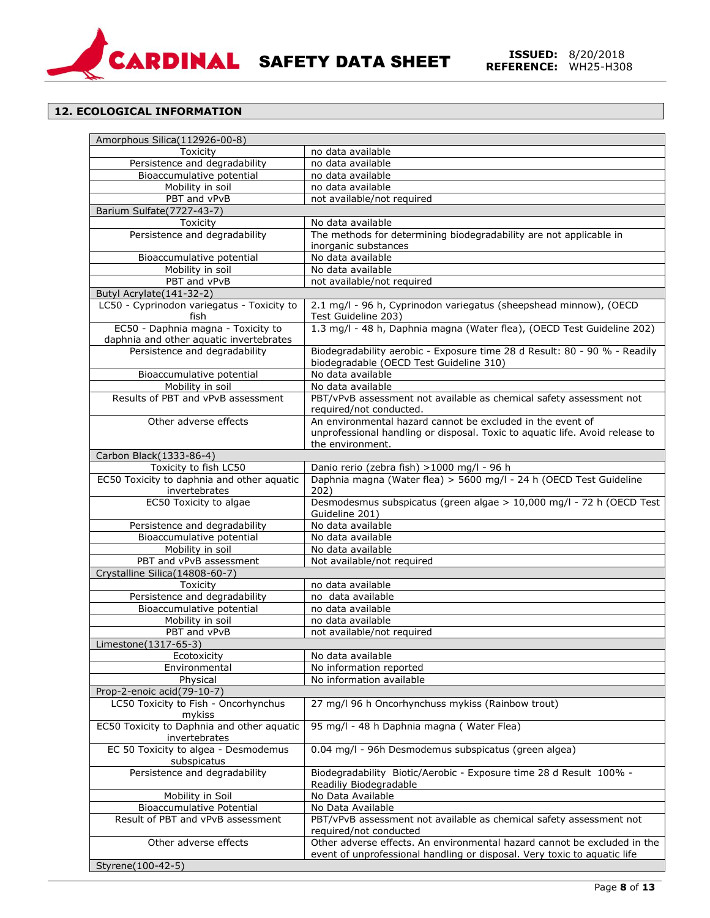## 12. ECOLOGICAL INFORMATION

| Amorphous Silica(112926-00-8) | |
|---|---|
| Toxicity | no data available |
| Persistence and degradability | no data available |
| Bioaccumulative potential | no data available |
| Mobility in soil | no data available |
| PBT and vPvB | not available/not required |
| **Barium Sulfate(7727-43-7)** | |
| Toxicity | No data available |
| Persistence and degradability | The methods for determining biodegradability are not applicable in inorganic substances |
| Bioaccumulative potential | No data available |
| Mobility in soil | No data available |
| PBT and vPvB | not available/not required |
| **Butyl Acrylate(141-32-2)** | |
| LC50 - Cyprinodon variegatus - Toxicity to fish | 2.1 mg/l - 96 h, Cyprinodon variegatus (sheepshead minnow), (OECD Test Guideline 203) |
| EC50 - Daphnia magna - Toxicity to daphnia and other aquatic invertebrates | 1.3 mg/l - 48 h, Daphnia magna (Water flea), (OECD Test Guideline 202) |
| Persistence and degradability | Biodegradability aerobic - Exposure time 28 d Result: 80 - 90 % - Readily biodegradable (OECD Test Guideline 310) |
| Bioaccumulative potential | No data available |
| Mobility in soil | No data available |
| Results of PBT and vPvB assessment | PBT/vPvB assessment not available as chemical safety assessment not required/not conducted. |
| Other adverse effects | An environmental hazard cannot be excluded in the event of unprofessional handling or disposal. Toxic to aquatic life. Avoid release to the environment. |
| **Carbon Black(1333-86-4)** | |
| Toxicity to fish LC50 | Danio rerio (zebra fish) >1000 mg/l - 96 h |
| EC50 Toxicity to daphnia and other aquatic invertebrates | Daphnia magna (Water flea) > 5600 mg/l - 24 h (OECD Test Guideline 202) |
| EC50 Toxicity to algae | Desmodesmus subspicatus (green algae > 10,000 mg/l - 72 h (OECD Test Guideline 201) |
| Persistence and degradability | No data available |
| Bioaccumulative potential | No data available |
| Mobility in soil | No data available |
| PBT and vPvB assessment | Not available/not required |
| **Crystalline Silica(14808-60-7)** | |
| Toxicity | no data available |
| Persistence and degradability | no data available |
| Bioaccumulative potential | no data available |
| Mobility in soil | no data available |
| PBT and vPvB | not available/not required |
| **Limestone(1317-65-3)** | |
| Ecotoxicity | No data available |
| Environmental | No information reported |
| Physical | No information available |
| **Prop-2-enoic acid(79-10-7)** | |
| LC50 Toxicity to Fish - Oncorhynchus mykiss | 27 mg/l 96 h Oncorhynchuss mykiss (Rainbow trout) |
| EC50 Toxicity to Daphnia and other aquatic invertebrates | 95 mg/l - 48 h Daphnia magna ( Water Flea) |
| EC 50 Toxicity to algea - Desmodemus subspicatus | 0.04 mg/l - 96h Desmodemus subspicatus (green algea) |
| Persistence and degradability | Biodegradability Biotic/Aerobic - Exposure time 28 d Result 100% - Readiliy Biodegradable |
| Mobility in Soil | No Data Available |
| Bioaccumulative Potential | No Data Available |
| Result of PBT and vPvB assessment | PBT/vPvB assessment not available as chemical safety assessment not required/not conducted |
| Other adverse effects | Other adverse effects. An environmental hazard cannot be excluded in the event of unprofessional handling or disposal. Very toxic to aquatic life |
| **Styrene(100-42-5)** | |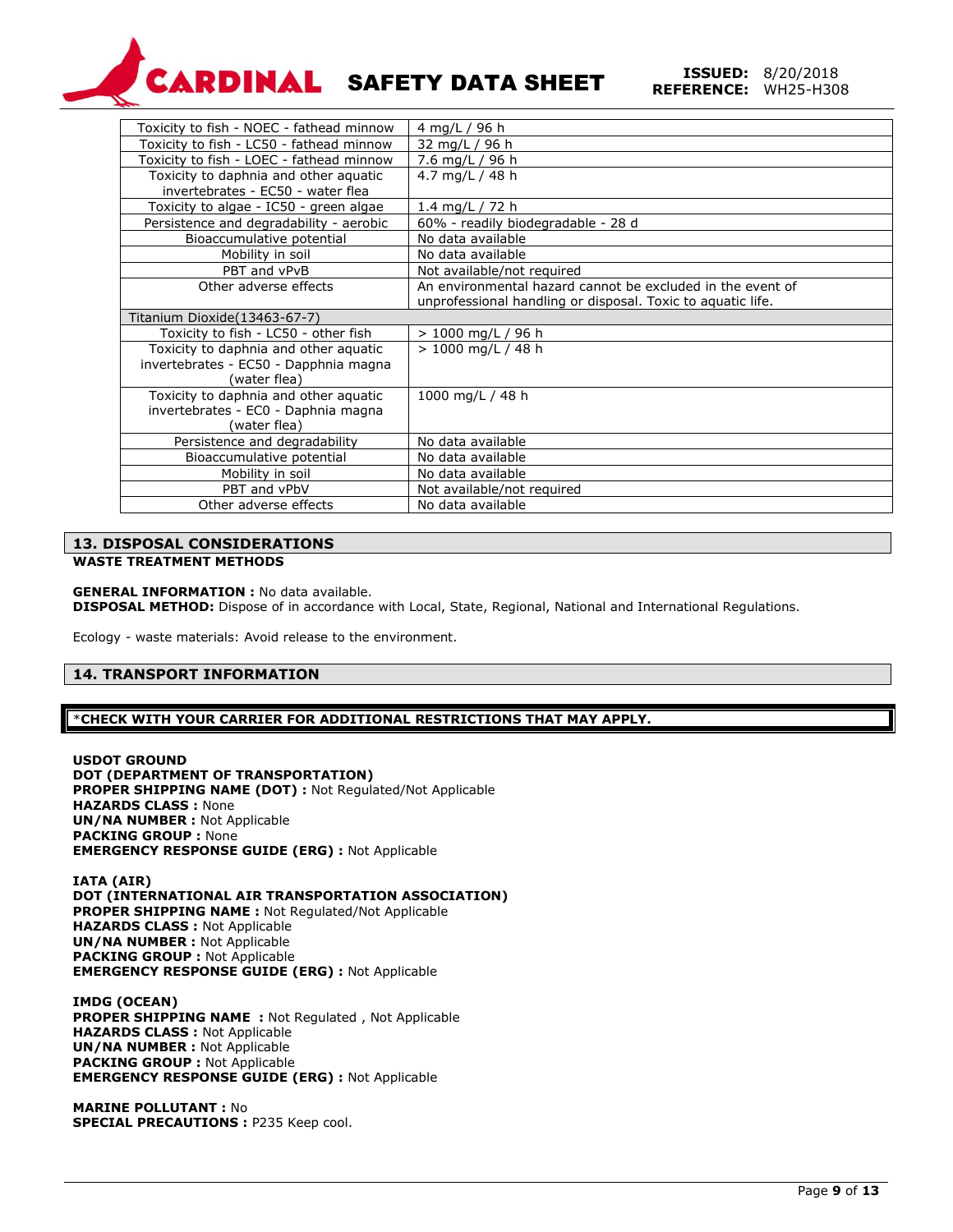| | |
|---|---|
| Toxicity to fish - NOEC - fathead minnow | 4 mg/L / 96 h |
| Toxicity to fish - LC50 - fathead minnow | 32 mg/L / 96 h |
| Toxicity to fish - LOEC - fathead minnow | 7.6 mg/L / 96 h |
| Toxicity to daphnia and other aquatic invertebrates - EC50 - water flea | 4.7 mg/L / 48 h |
| Toxicity to algae - IC50 - green algae | 1.4 mg/L / 72 h |
| Persistence and degradability - aerobic | 60% - readily biodegradable - 28 d |
| Bioaccumulative potential | No data available |
| Mobility in soil | No data available |
| PBT and vPvB | Not available/not required |
| Other adverse effects | An environmental hazard cannot be excluded in the event of unprofessional handling or disposal. Toxic to aquatic life. |
| Titanium Dioxide(13463-67-7) | |
| Toxicity to fish - LC50 - other fish | > 1000 mg/L / 96 h |
| Toxicity to daphnia and other aquatic invertebrates - EC50 - Dapphnia magna (water flea) | > 1000 mg/L / 48 h |
| Toxicity to daphnia and other aquatic invertebrates - EC0 - Daphnia magna (water flea) | 1000 mg/L / 48 h |
| Persistence and degradability | No data available |
| Bioaccumulative potential | No data available |
| Mobility in soil | No data available |
| PBT and vPbV | Not available/not required |
| Other adverse effects | No data available |

## 13. DISPOSAL CONSIDERATIONS

**WASTE TREATMENT METHODS**

**GENERAL INFORMATION :** No data available.
**DISPOSAL METHOD:** Dispose of in accordance with Local, State, Regional, National and International Regulations.

Ecology - waste materials: Avoid release to the environment.

## 14. TRANSPORT INFORMATION

***CHECK WITH YOUR CARRIER FOR ADDITIONAL RESTRICTIONS THAT MAY APPLY.**

**USDOT GROUND**
**DOT (DEPARTMENT OF TRANSPORTATION)**
**PROPER SHIPPING NAME (DOT) :** Not Regulated/Not Applicable
**HAZARDS CLASS :** None
**UN/NA NUMBER :** Not Applicable
**PACKING GROUP :** None
**EMERGENCY RESPONSE GUIDE (ERG) :** Not Applicable

**IATA (AIR)**
**DOT (INTERNATIONAL AIR TRANSPORTATION ASSOCIATION)**
**PROPER SHIPPING NAME :** Not Regulated/Not Applicable
**HAZARDS CLASS :** Not Applicable
**UN/NA NUMBER :** Not Applicable
**PACKING GROUP :** Not Applicable
**EMERGENCY RESPONSE GUIDE (ERG) :** Not Applicable

**IMDG (OCEAN)**
**PROPER SHIPPING NAME :** Not Regulated , Not Applicable
**HAZARDS CLASS :** Not Applicable
**UN/NA NUMBER :** Not Applicable
**PACKING GROUP :** Not Applicable
**EMERGENCY RESPONSE GUIDE (ERG) :** Not Applicable

**MARINE POLLUTANT :** No
**SPECIAL PRECAUTIONS :** P235 Keep cool.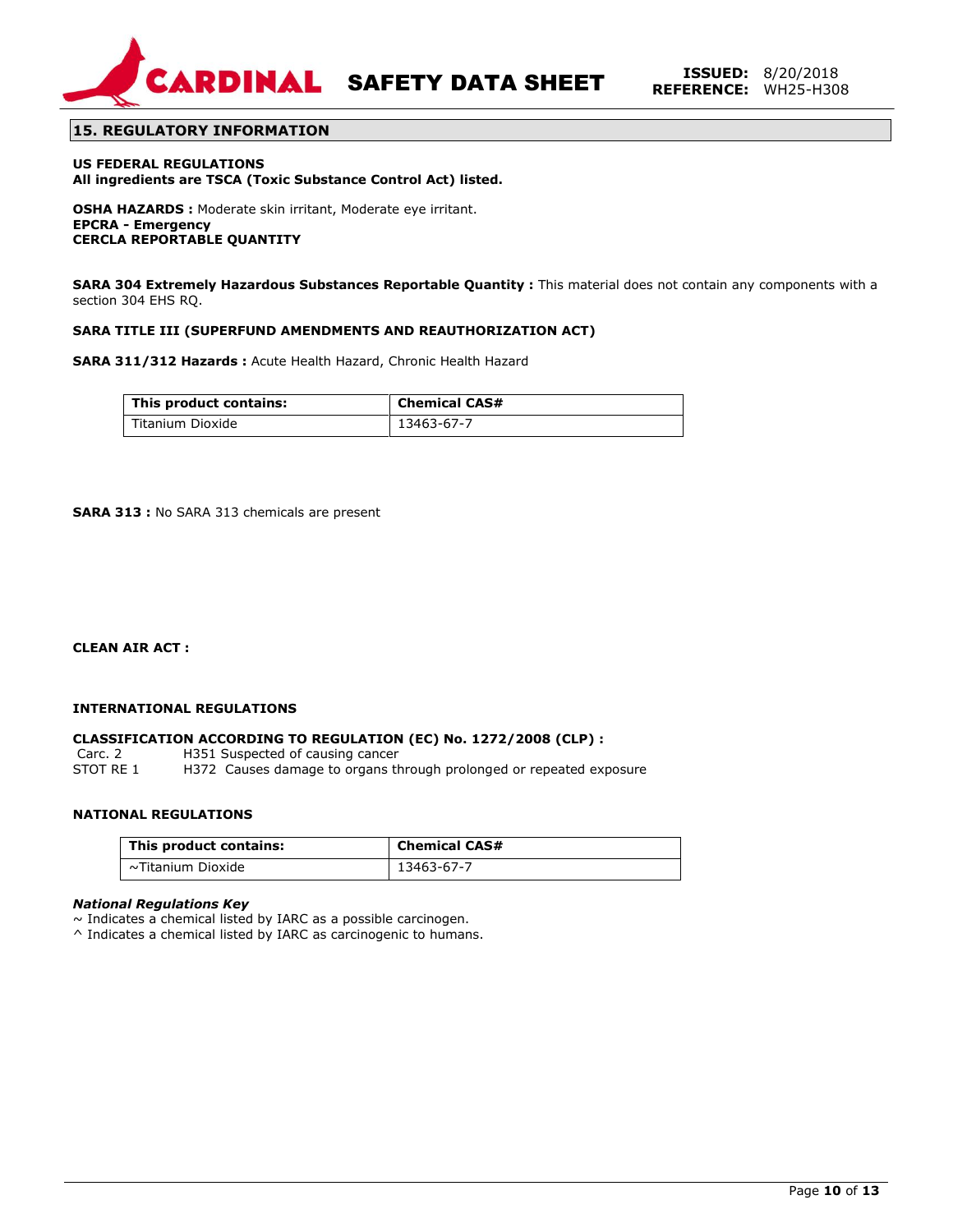## 15. REGULATORY INFORMATION

**US FEDERAL REGULATIONS**
**All ingredients are TSCA (Toxic Substance Control Act) listed.**

**OSHA HAZARDS :** Moderate skin irritant, Moderate eye irritant.
**EPCRA - Emergency**
**CERCLA REPORTABLE QUANTITY**

**SARA 304 Extremely Hazardous Substances Reportable Quantity :** This material does not contain any components with a section 304 EHS RQ.

**SARA TITLE III (SUPERFUND AMENDMENTS AND REAUTHORIZATION ACT)**

**SARA 311/312 Hazards :** Acute Health Hazard, Chronic Health Hazard

| This product contains: | Chemical CAS# |
|---|---|
| Titanium Dioxide | 13463-67-7 |

**SARA 313 :** No SARA 313 chemicals are present

**CLEAN AIR ACT :**

**INTERNATIONAL REGULATIONS**

**CLASSIFICATION ACCORDING TO REGULATION (EC) No. 1272/2008 (CLP) :**
Carc. 2 H351 Suspected of causing cancer
STOT RE 1 H372 Causes damage to organs through prolonged or repeated exposure

**NATIONAL REGULATIONS**

| This product contains: | Chemical CAS# |
|---|---|
| ~Titanium Dioxide | 13463-67-7 |

***National Regulations Key***
~ Indicates a chemical listed by IARC as a possible carcinogen.
^ Indicates a chemical listed by IARC as carcinogenic to humans.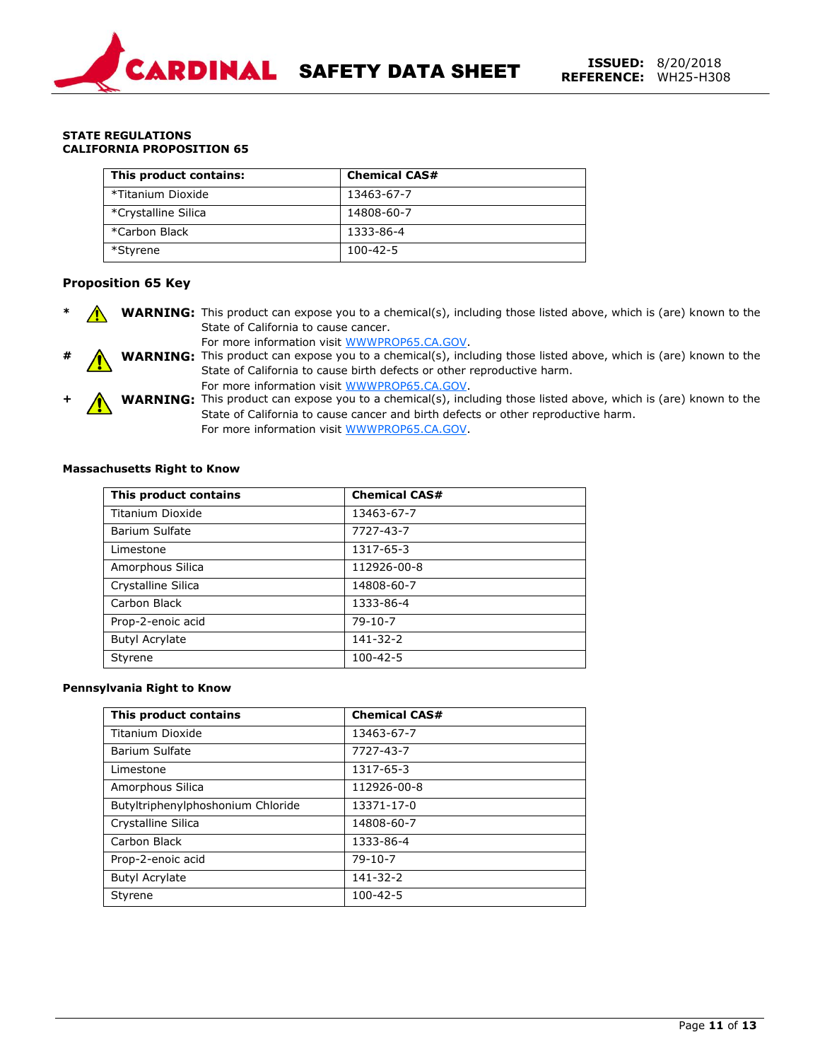### STATE REGULATIONS
### CALIFORNIA PROPOSITION 65

| This product contains: | Chemical CAS# |
| --- | --- |
| *Titanium Dioxide | 13463-67-7 |
| *Crystalline Silica | 14808-60-7 |
| *Carbon Black | 1333-86-4 |
| *Styrene | 100-42-5 |

### Proposition 65 Key

* ⚠ **WARNING:** This product can expose you to a chemical(s), including those listed above, which is (are) known to the State of California to cause cancer.
  For more information visit WWWPROP65.CA.GOV.

# ⚠ **WARNING:** This product can expose you to a chemical(s), including those listed above, which is (are) known to the State of California to cause birth defects or other reproductive harm.
  For more information visit WWWPROP65.CA.GOV.

+ ⚠ **WARNING:** This product can expose you to a chemical(s), including those listed above, which is (are) known to the State of California to cause cancer and birth defects or other reproductive harm.
  For more information visit WWWPROP65.CA.GOV.

#### Massachusetts Right to Know

| This product contains | Chemical CAS# |
| --- | --- |
| Titanium Dioxide | 13463-67-7 |
| Barium Sulfate | 7727-43-7 |
| Limestone | 1317-65-3 |
| Amorphous Silica | 112926-00-8 |
| Crystalline Silica | 14808-60-7 |
| Carbon Black | 1333-86-4 |
| Prop-2-enoic acid | 79-10-7 |
| Butyl Acrylate | 141-32-2 |
| Styrene | 100-42-5 |

#### Pennsylvania Right to Know

| This product contains | Chemical CAS# |
| --- | --- |
| Titanium Dioxide | 13463-67-7 |
| Barium Sulfate | 7727-43-7 |
| Limestone | 1317-65-3 |
| Amorphous Silica | 112926-00-8 |
| Butyltriphenylphoshonium Chloride | 13371-17-0 |
| Crystalline Silica | 14808-60-7 |
| Carbon Black | 1333-86-4 |
| Prop-2-enoic acid | 79-10-7 |
| Butyl Acrylate | 141-32-2 |
| Styrene | 100-42-5 |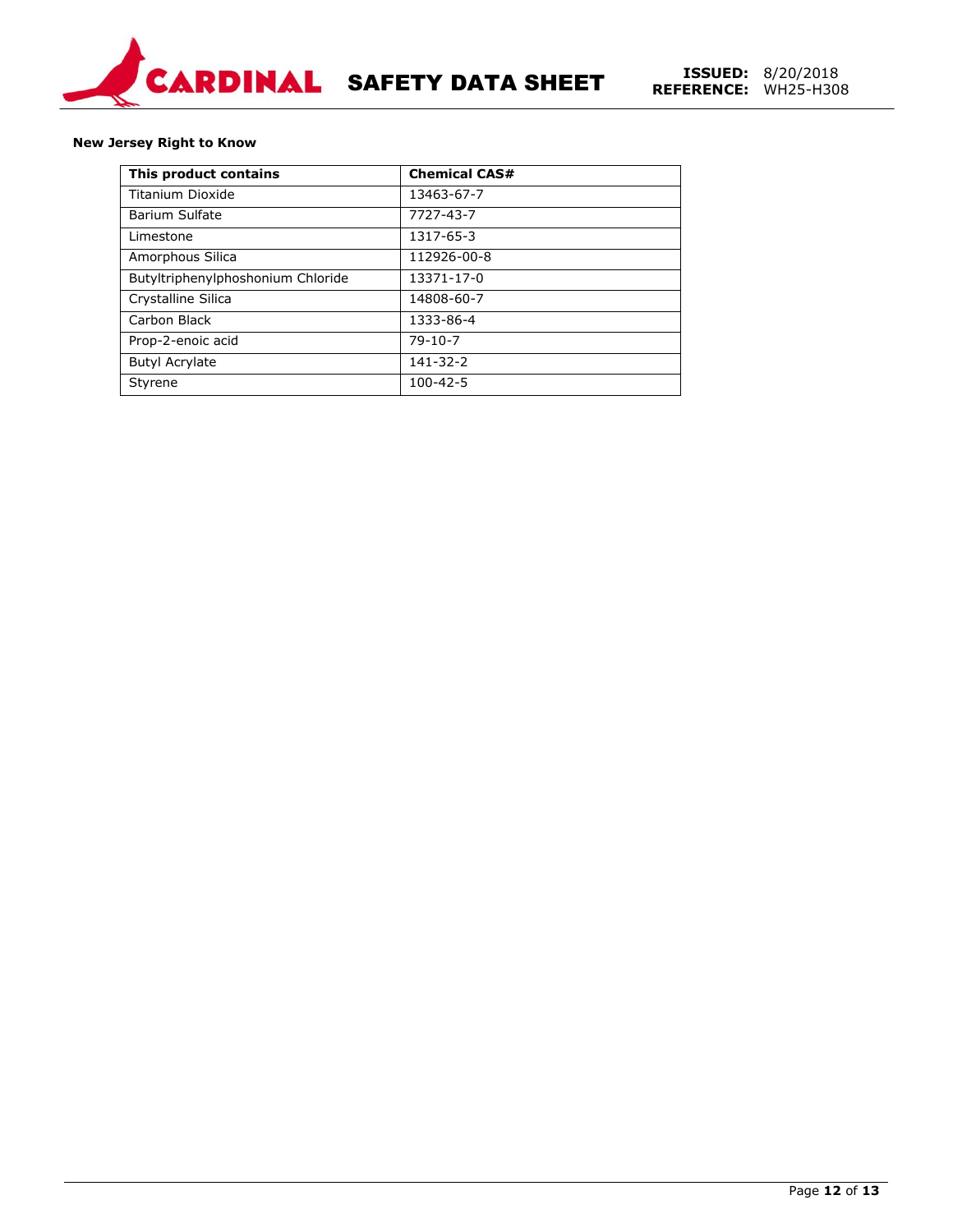**New Jersey Right to Know**

| This product contains | Chemical CAS# |
| --- | --- |
| Titanium Dioxide | 13463-67-7 |
| Barium Sulfate | 7727-43-7 |
| Limestone | 1317-65-3 |
| Amorphous Silica | 112926-00-8 |
| Butyltriphenylphoshonium Chloride | 13371-17-0 |
| Crystalline Silica | 14808-60-7 |
| Carbon Black | 1333-86-4 |
| Prop-2-enoic acid | 79-10-7 |
| Butyl Acrylate | 141-32-2 |
| Styrene | 100-42-5 |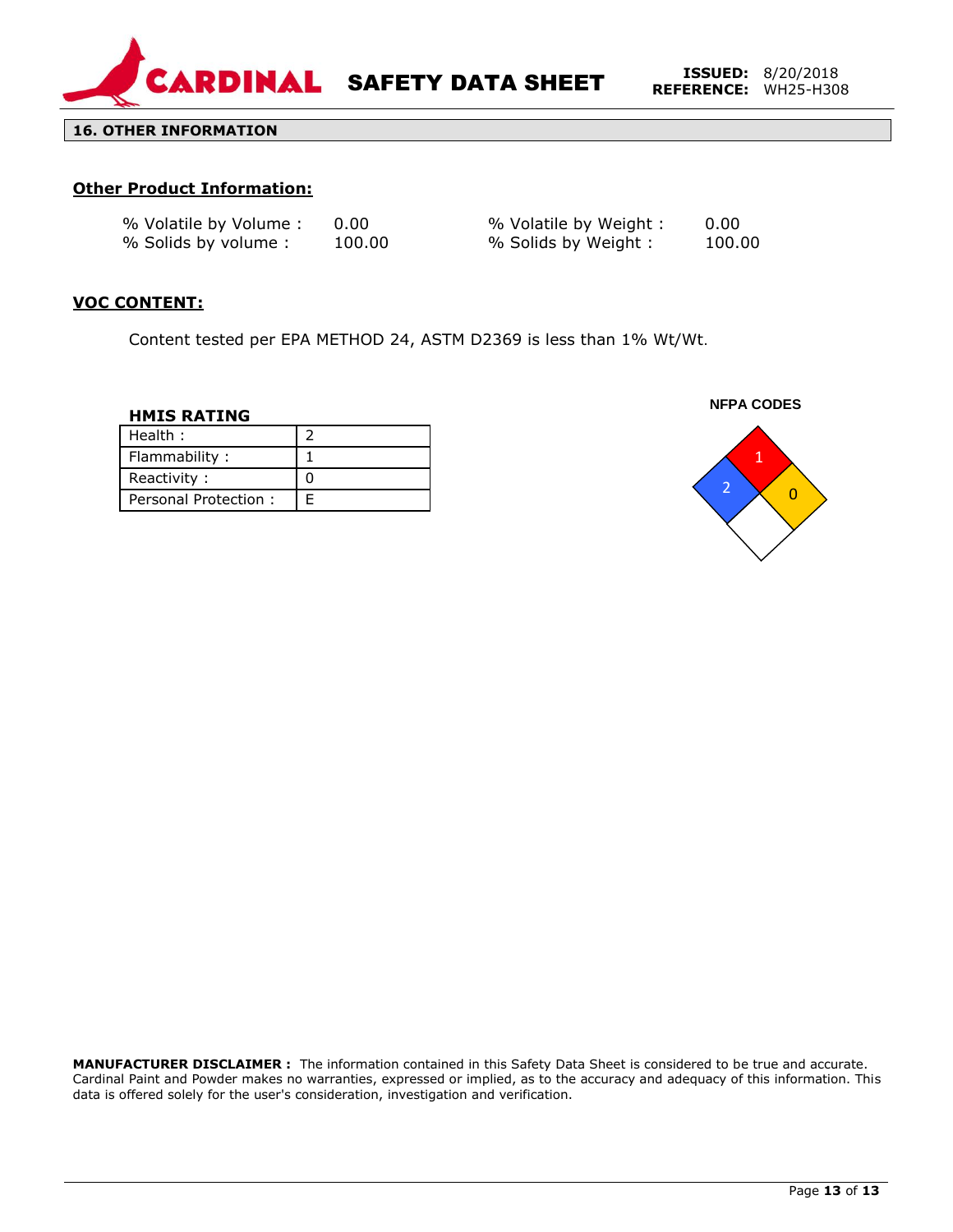## 16. OTHER INFORMATION

**Other Product Information:**

| | | | |
|---|---|---|---|
| % Volatile by Volume : | 0.00 | % Volatile by Weight : | 0.00 |
| % Solids by volume : | 100.00 | % Solids by Weight : | 100.00 |

**VOC CONTENT:**

Content tested per EPA METHOD 24, ASTM D2369 is less than 1% Wt/Wt.

**HMIS RATING**

| | |
|---|---|
| Health : | 2 |
| Flammability : | 1 |
| Reactivity : | 0 |
| Personal Protection : | E |

**NFPA CODES**

1
2
0

**MANUFACTURER DISCLAIMER :** The information contained in this Safety Data Sheet is considered to be true and accurate. Cardinal Paint and Powder makes no warranties, expressed or implied, as to the accuracy and adequacy of this information. This data is offered solely for the user's consideration, investigation and verification.